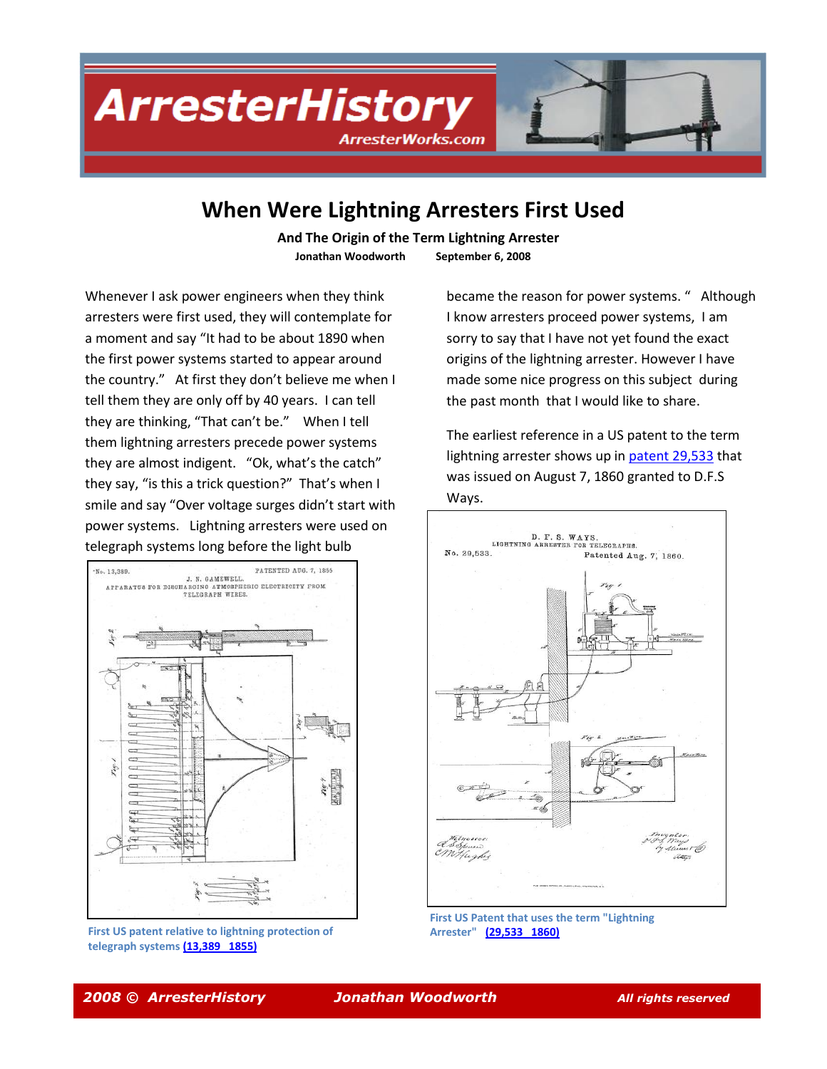# When Were Lightning Arresters First Used

**And The Origin of the Term Lightning Arrester**

**Jonathan Woodworth    September 6, 2008**

Whenever I ask power engineers when they think arresters were first used, they will contemplate for a moment and say "It had to be about 1890 when the first power systems started to appear around the country." At first they don't believe me when I tell them they are only off by 40 years. I can tell they are thinking, "That can't be." When I tell them lightning arresters precede power systems they are almost indigent. "Ok, what's the catch" they say, "is this a trick question?" That's when I smile and say "Over voltage surges didn't start with power systems. Lightning arresters were used on telegraph systems long before the light bulb became the reason for power systems. " Although I know arresters proceed power systems, I am sorry to say that I have not yet found the exact origins of the lightning arrester. However I have made some nice progress on this subject during the past month that I would like to share.

The earliest reference in a US patent to the term lightning arrester shows up in patent 29,533 that was issued on August 7, 1860 granted to D.F.S Ways.

First US patent relative to lightning protection of telegraph systems (13,389 1855)

First US Patent that uses the term "Lightning Arrester" (29,533 1860)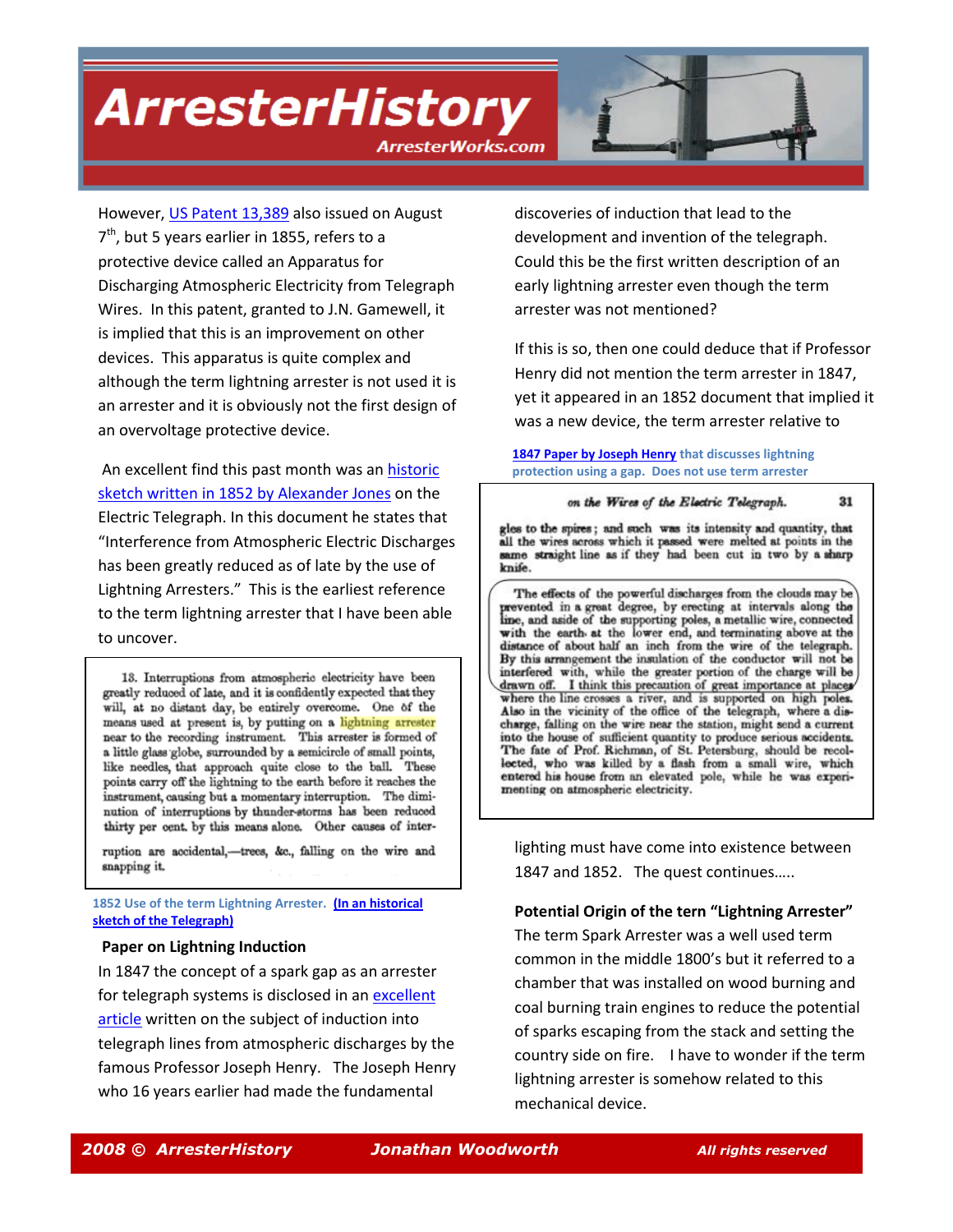However, [US Patent 13,389] also issued on August 7th, but 5 years earlier in 1855, refers to a protective device called an Apparatus for Discharging Atmospheric Electricity from Telegraph Wires. In this patent, granted to J.N. Gamewell, it is implied that this is an improvement on other devices. This apparatus is quite complex and although the term lightning arrester is not used it is an arrester and it is obviously not the first design of an overvoltage protective device.

An excellent find this past month was an historic sketch written in 1852 by Alexander Jones on the Electric Telegraph. In this document he states that "Interference from Atmospheric Electric Discharges has been greatly reduced as of late by the use of Lightning Arresters." This is the earliest reference to the term lightning arrester that I have been able to uncover.

> 18. Interruptions from atmospheric electricity have been greatly reduced of late, and it is confidently expected that they will, at no distant day, be entirely overcome. One of the means used at present, is, by putting on a lightning arrester near to the recording instrument. This arrester is formed of a little glass globe, surrounded by a semicircle of small points, like needles, that approach quite close to the ball. These points carry off the lightning to the earth before it reaches the instrument, causing but a momentary interruption. The diminution of interruptions by thunder-storms has been reduced thirty per cent. by this means alone. Other causes of interruption are accidental,—trees, &c., falling on the wire and snapping it.

1852 Use of the term Lightning Arrester. (In an historical sketch of the Telegraph)

**Paper on Lightning Induction**

In 1847 the concept of a spark gap as an arrester for telegraph systems is disclosed in an excellent article written on the subject of induction into telegraph lines from atmospheric discharges by the famous Professor Joseph Henry. The Joseph Henry who 16 years earlier had made the fundamental discoveries of induction that lead to the development and invention of the telegraph. Could this be the first written description of an early lightning arrester even though the term arrester was not mentioned?

If this is so, then one could deduce that if Professor Henry did not mention the term arrester in 1847, yet it appeared in an 1852 document that implied it was a new device, the term arrester relative to lightning must have come into existence between 1847 and 1852. The quest continues…..

**1847 Paper by Joseph Henry** that discusses lightning protection using a gap. Does not use term arrester

> *on the Wires of the Electric Telegraph.* 31
>
> gles to the spires; and such was its intensity and quantity, that all the wires across which it passed were melted at points in the same straight line as if they had been cut in two by a sharp knife.
>
> The effects of the powerful discharges from the clouds may be prevented in a great degree, by erecting at intervals along the line, and aside of the supporting poles, a metallic wire, connected with the earth at the lower end, and terminating above at the distance of about half an inch from the wire of the telegraph. By this arrangement the insulation of the conductor will not be interfered with, while the greater portion of the charge will be drawn off. I think this precaution of great importance at places where the line crosses a river, and is supported on high poles. Also in the vicinity of the office of the telegraph, where a discharge, falling on the wire near the station, might send a current into the house of sufficient quantity to produce serious accidents. The fate of Prof. Richman, of St. Petersburg, should be recollected, who was killed by a flash from a small wire, which entered his house from an elevated pole, while he was experimenting on atmospheric electricity.

**Potential Origin of the tern "Lightning Arrester"**

The term Spark Arrester was a well used term common in the middle 1800's but it referred to a chamber that was installed on wood burning and coal burning train engines to reduce the potential of sparks escaping from the stack and setting the country side on fire. I have to wonder if the term lightning arrester is somehow related to this mechanical device.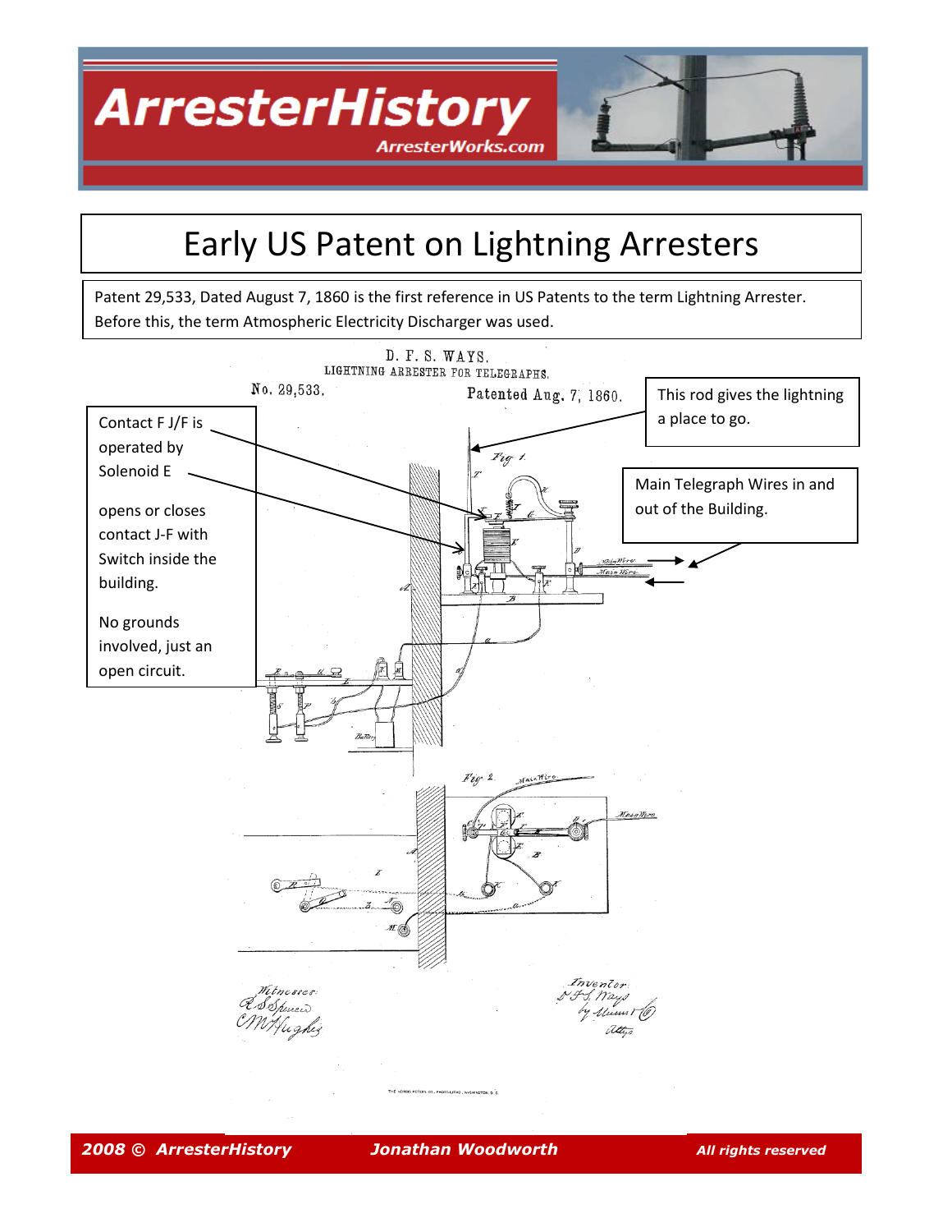# Early US Patent on Lightning Arresters

Patent 29,533, Dated August 7, 1860 is the first reference in US Patents to the term Lightning Arrester. Before this, the term Atmospheric Electricity Discharger was used.

D. F. S. WAYS.

LIGHTNING ARRESTER FOR TELEGRAPHS.

No. 29,533. Patented Aug. 7, 1860.

This rod gives the lightning a place to go.

Contact F J/F is operated by Solenoid E

opens or closes contact J-F with Switch inside the building.

No grounds involved, just an open circuit.

Main Telegraph Wires in and out of the Building.